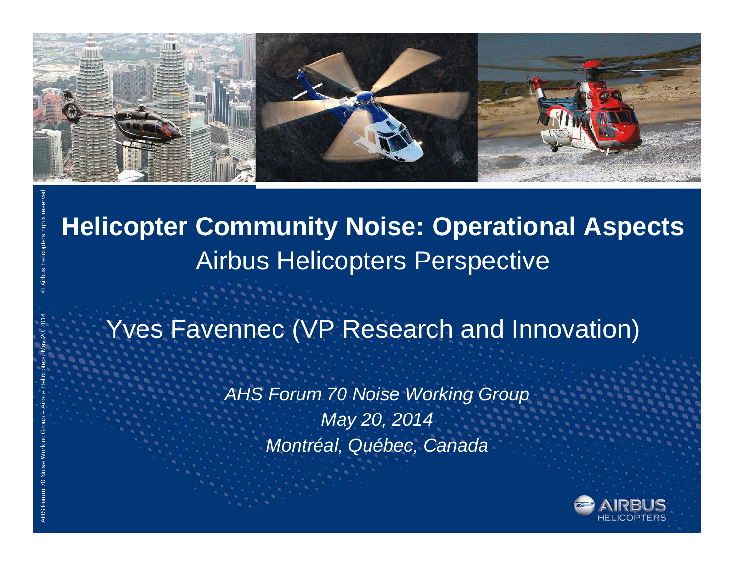# Helicopter Community Noise: Operational Aspects

## Airbus Helicopters Perspective

Yves Favennec (VP Research and Innovation)

*AHS Forum 70 Noise Working Group*

*May 20, 2014*

*Montréal, Québec, Canada*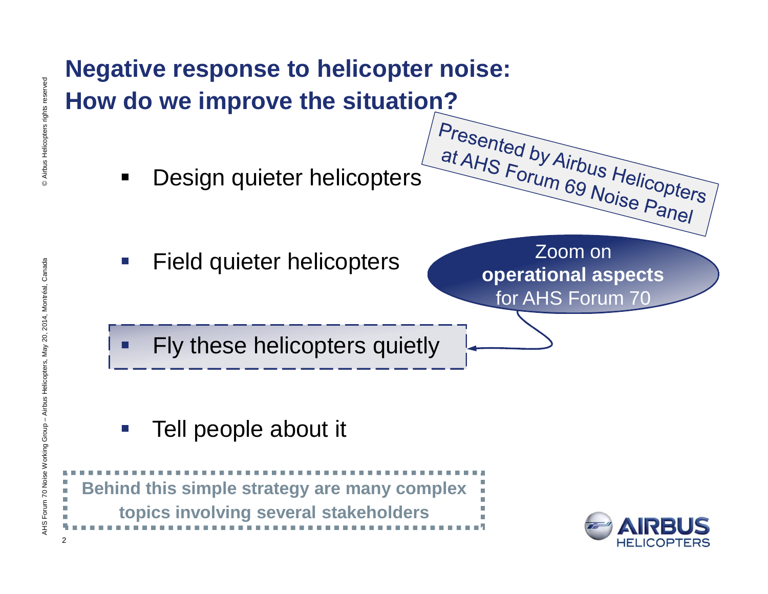# Negative response to helicopter noise: How do we improve the situation?

Presented by Airbus Helicopters at AHS Forum 69 Noise Panel

- Design quieter helicopters
- Field quieter helicopters
- Fly these helicopters quietly
- Tell people about it

Zoom on **operational aspects** for AHS Forum 70

**Behind this simple strategy are many complex topics involving several stakeholders**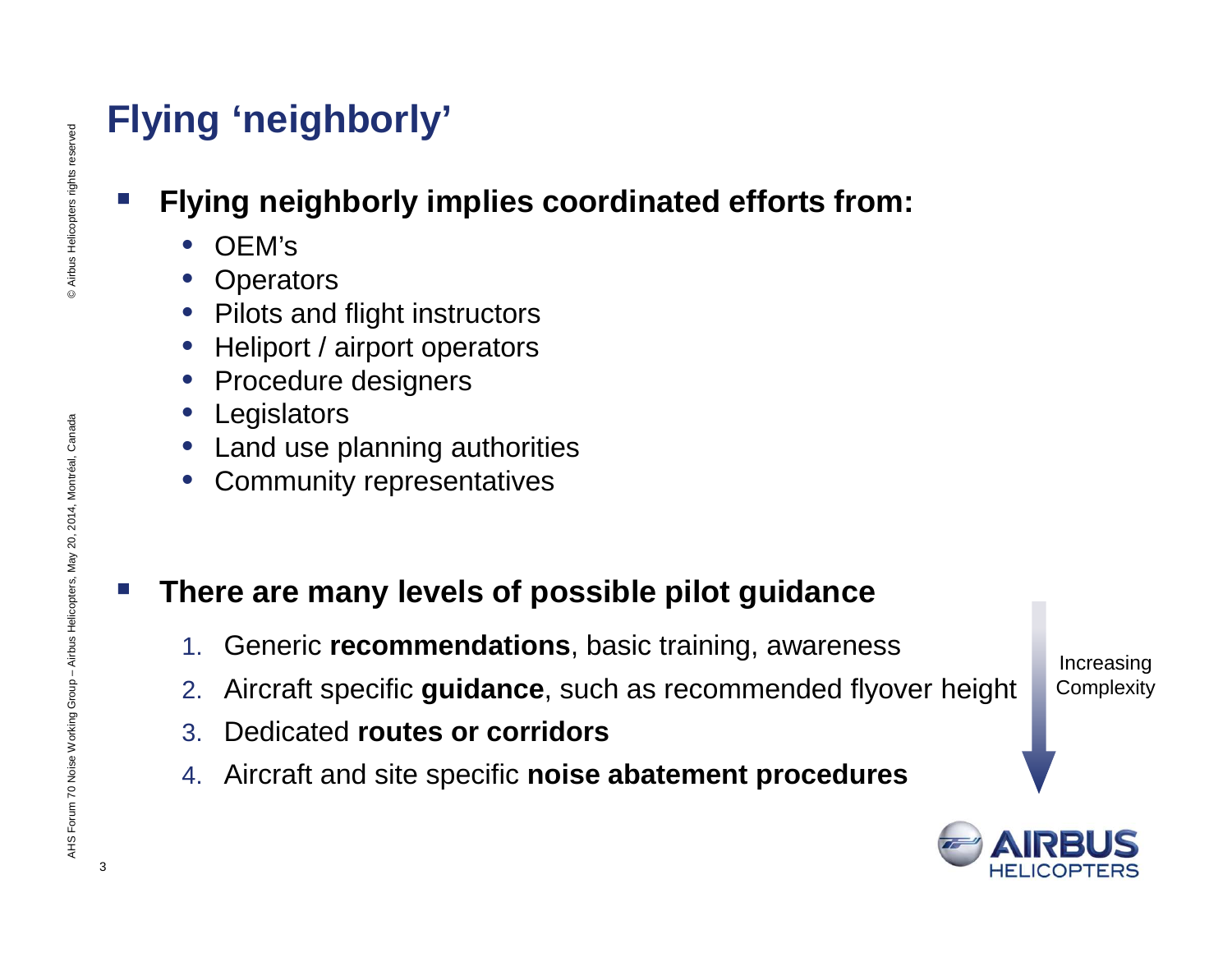# Flying 'neighborly'

- **Flying neighborly implies coordinated efforts from:**
  - OEM's
  - Operators
  - Pilots and flight instructors
  - Heliport / airport operators
  - Procedure designers
  - Legislators
  - Land use planning authorities
  - Community representatives

- **There are many levels of possible pilot guidance**
  1. Generic **recommendations**, basic training, awareness
  2. Aircraft specific **guidance**, such as recommended flyover height
  3. Dedicated **routes or corridors**
  4. Aircraft and site specific **noise abatement procedures**

Increasing Complexity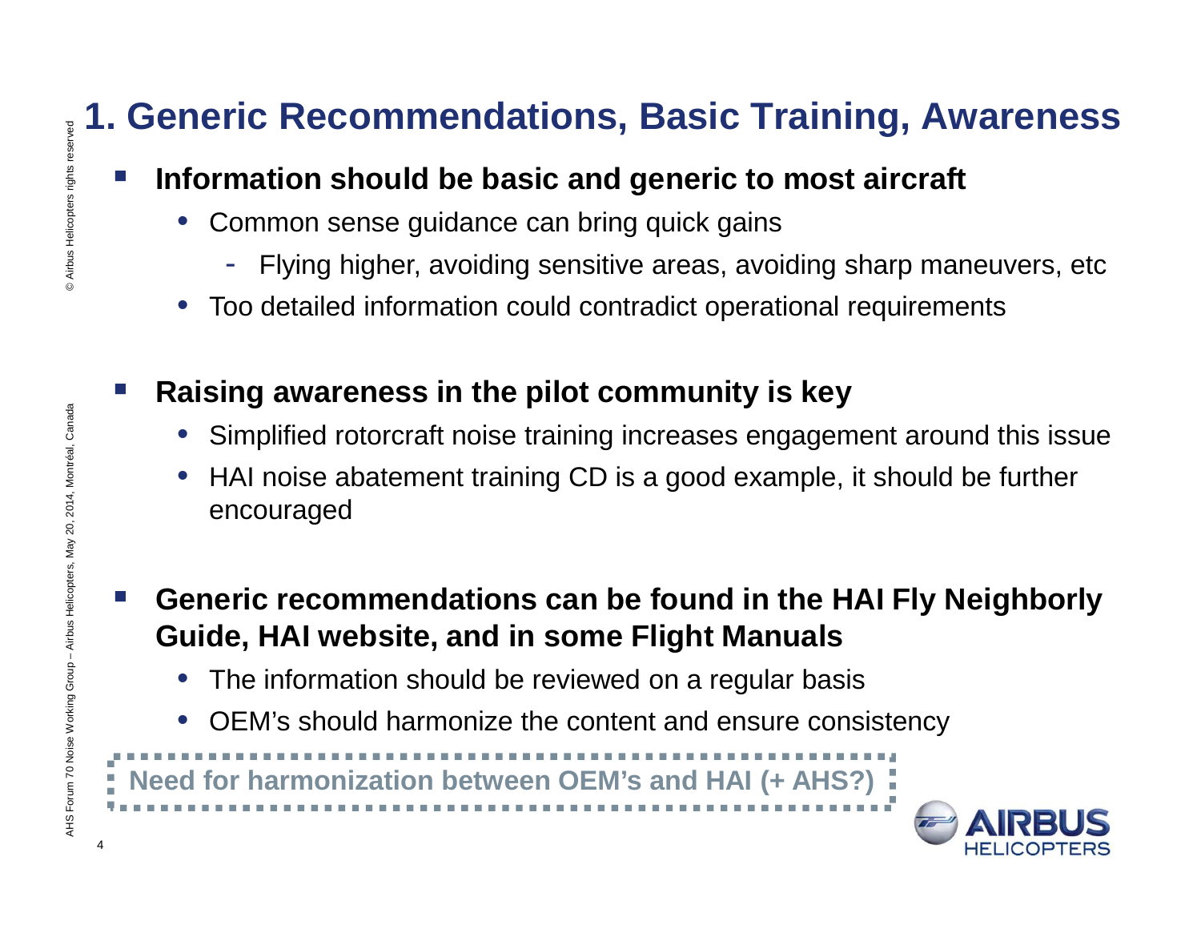# 1. Generic Recommendations, Basic Training, Awareness

- **Information should be basic and generic to most aircraft**
  - Common sense guidance can bring quick gains
    - Flying higher, avoiding sensitive areas, avoiding sharp maneuvers, etc
  - Too detailed information could contradict operational requirements

- **Raising awareness in the pilot community is key**
  - Simplified rotorcraft noise training increases engagement around this issue
  - HAI noise abatement training CD is a good example, it should be further encouraged

- **Generic recommendations can be found in the HAI Fly Neighborly Guide, HAI website, and in some Flight Manuals**
  - The information should be reviewed on a regular basis
  - OEM's should harmonize the content and ensure consistency

**Need for harmonization between OEM's and HAI (+ AHS?)**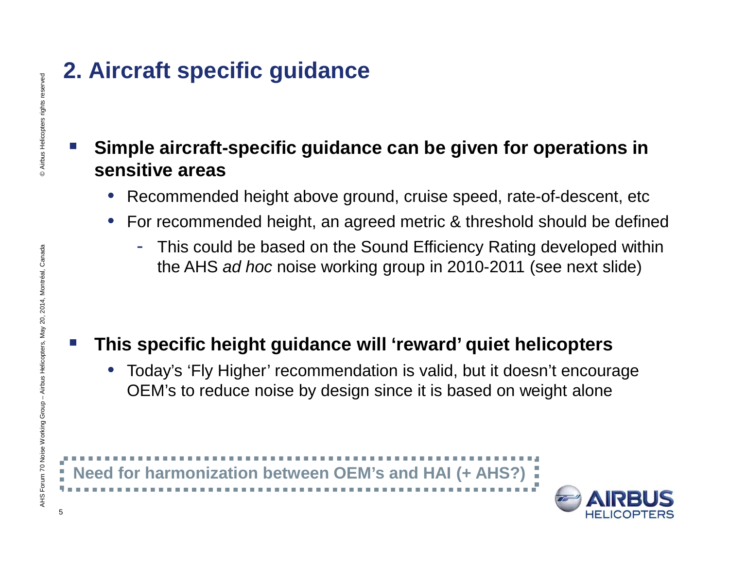# 2. Aircraft specific guidance

- **Simple aircraft-specific guidance can be given for operations in sensitive areas**
  - Recommended height above ground, cruise speed, rate-of-descent, etc
  - For recommended height, an agreed metric & threshold should be defined
    - This could be based on the Sound Efficiency Rating developed within the AHS *ad hoc* noise working group in 2010-2011 (see next slide)

- **This specific height guidance will 'reward' quiet helicopters**
  - Today's 'Fly Higher' recommendation is valid, but it doesn't encourage OEM's to reduce noise by design since it is based on weight alone

**Need for harmonization between OEM's and HAI (+ AHS?)**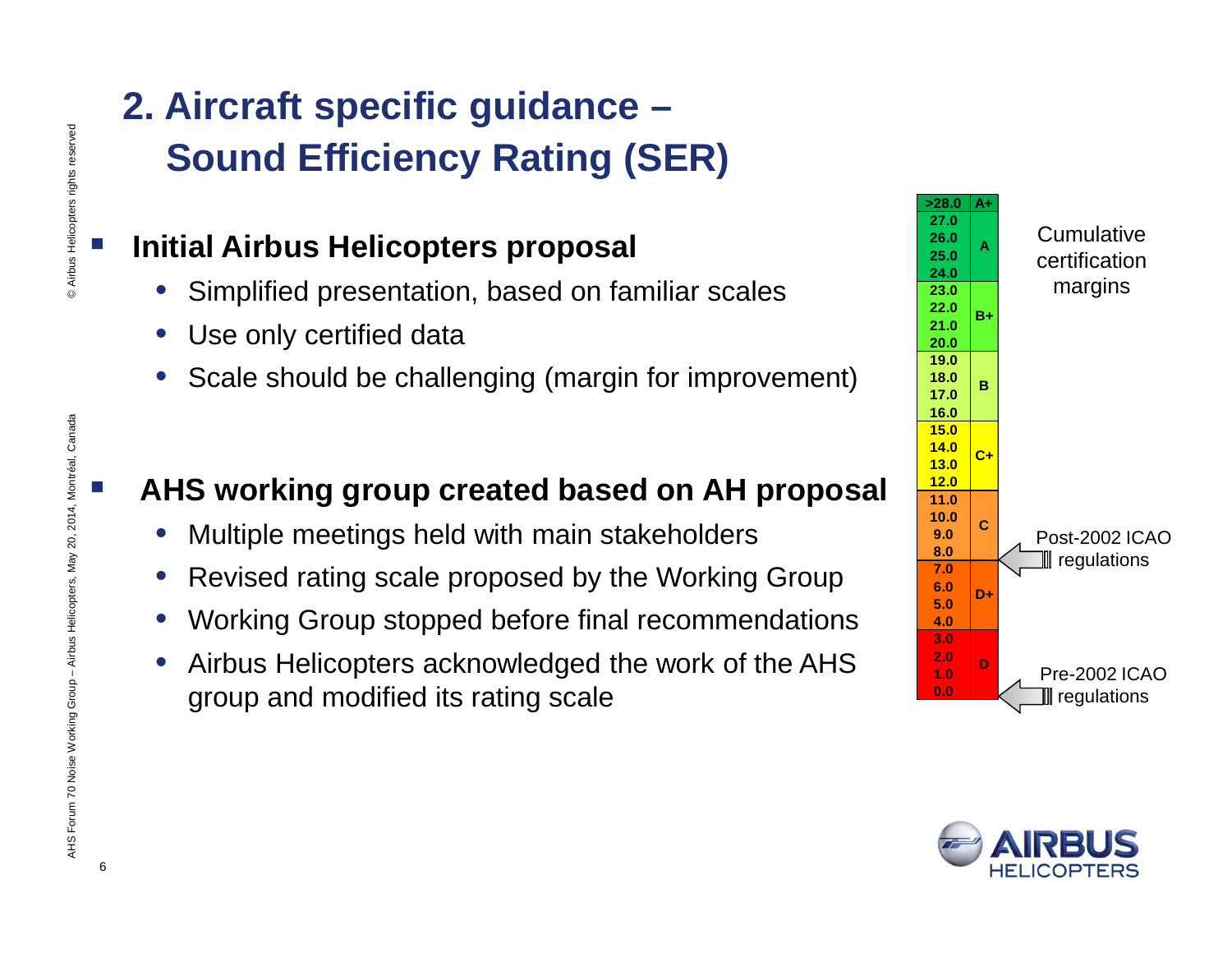# 2. Aircraft specific guidance – Sound Efficiency Rating (SER)

- **Initial Airbus Helicopters proposal**
  - Simplified presentation, based on familiar scales
  - Use only certified data
  - Scale should be challenging (margin for improvement)

- **AHS working group created based on AH proposal**
  - Multiple meetings held with main stakeholders
  - Revised rating scale proposed by the Working Group
  - Working Group stopped before final recommendations
  - Airbus Helicopters acknowledged the work of the AHS group and modified its rating scale

Cumulative certification margins

| Margin | Rating |
|---|---|
| >28.0 | A+ |
| 27.0, 26.0, 25.0, 24.0 | A |
| 23.0, 22.0, 21.0, 20.0 | B+ |
| 19.0, 18.0, 17.0, 16.0 | B |
| 15.0, 14.0, 13.0, 12.0 | C+ |
| 11.0, 10.0, 9.0, 8.0 | C |
| 7.0, 6.0, 5.0, 4.0 | D+ |
| 3.0, 2.0, 1.0, 0.0 | D |

Post-2002 ICAO regulations (at 8.0)

Pre-2002 ICAO regulations (at 0.0)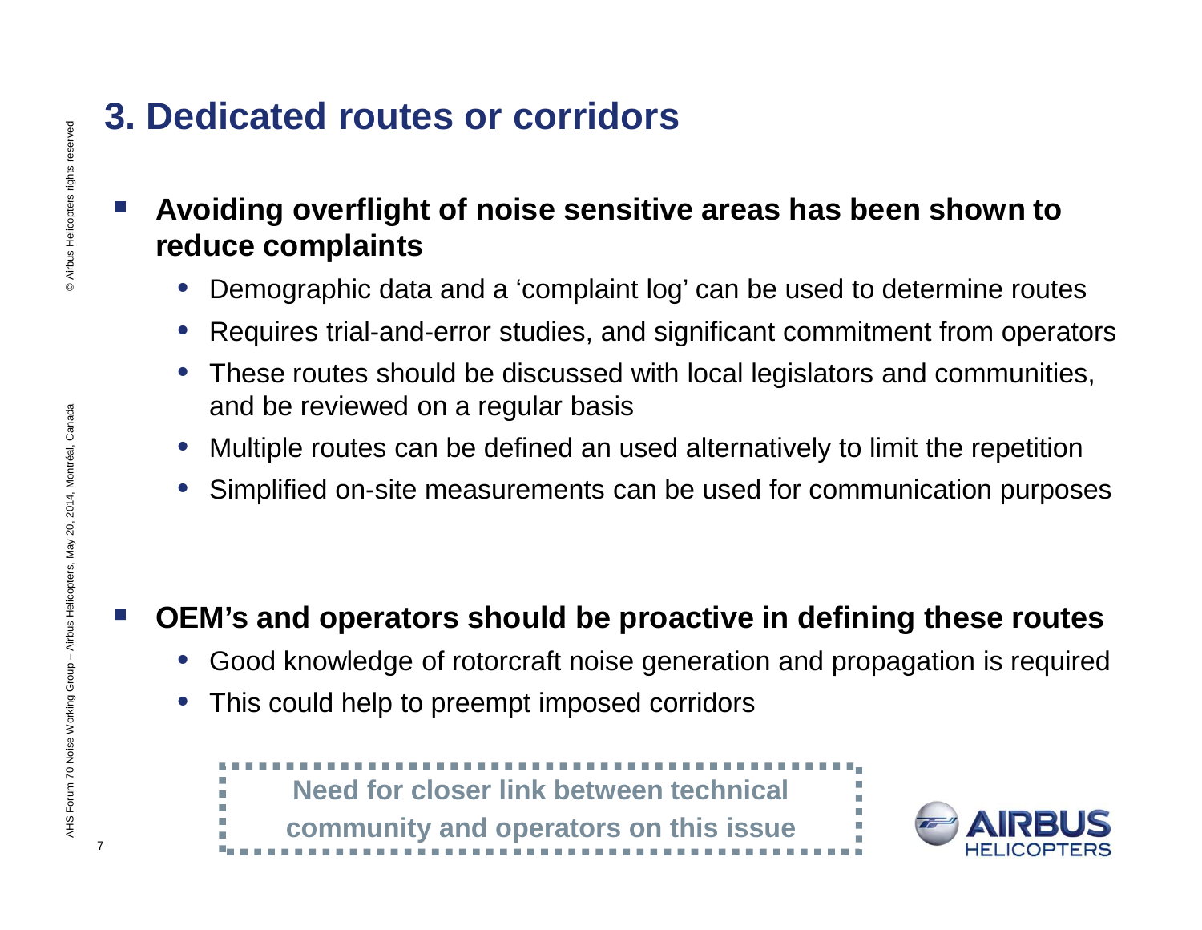# 3. Dedicated routes or corridors

- **Avoiding overflight of noise sensitive areas has been shown to reduce complaints**
  - Demographic data and a ‘complaint log’ can be used to determine routes
  - Requires trial-and-error studies, and significant commitment from operators
  - These routes should be discussed with local legislators and communities, and be reviewed on a regular basis
  - Multiple routes can be defined an used alternatively to limit the repetition
  - Simplified on-site measurements can be used for communication purposes

- **OEM’s and operators should be proactive in defining these routes**
  - Good knowledge of rotorcraft noise generation and propagation is required
  - This could help to preempt imposed corridors

**Need for closer link between technical community and operators on this issue**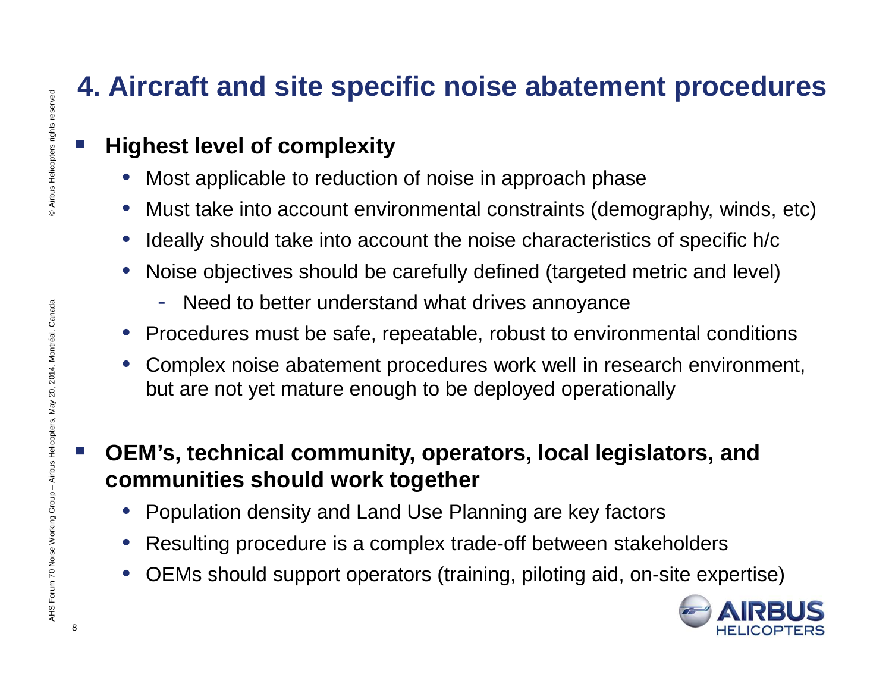# 4. Aircraft and site specific noise abatement procedures

- **Highest level of complexity**
  - Most applicable to reduction of noise in approach phase
  - Must take into account environmental constraints (demography, winds, etc)
  - Ideally should take into account the noise characteristics of specific h/c
  - Noise objectives should be carefully defined (targeted metric and level)
    - Need to better understand what drives annoyance
  - Procedures must be safe, repeatable, robust to environmental conditions
  - Complex noise abatement procedures work well in research environment, but are not yet mature enough to be deployed operationally

- **OEM's, technical community, operators, local legislators, and communities should work together**
  - Population density and Land Use Planning are key factors
  - Resulting procedure is a complex trade-off between stakeholders
  - OEMs should support operators (training, piloting aid, on-site expertise)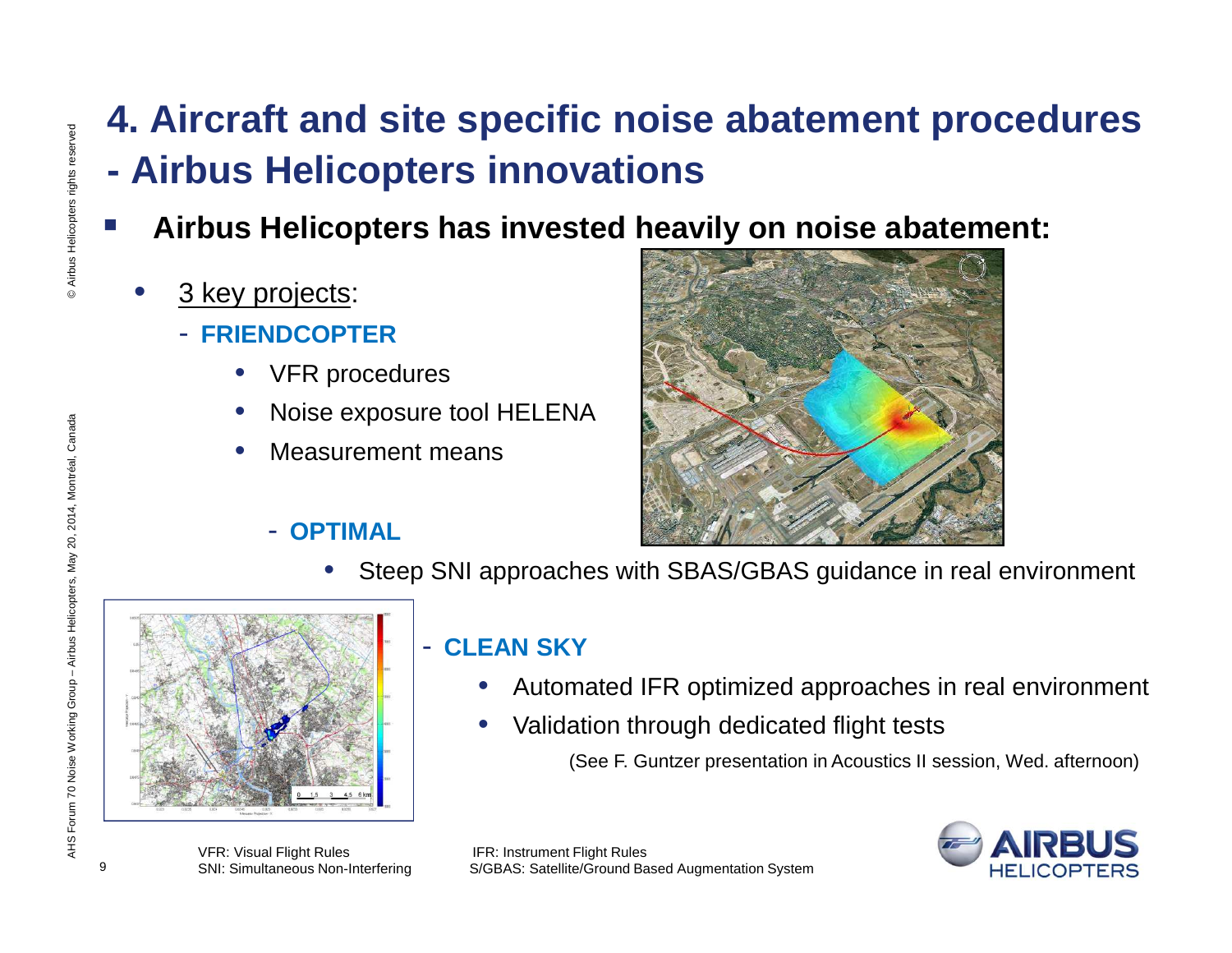# 4. Aircraft and site specific noise abatement procedures - Airbus Helicopters innovations

- **Airbus Helicopters has invested heavily on noise abatement:**
  - 3 key projects:
    - **FRIENDCOPTER**
      - VFR procedures
      - Noise exposure tool HELENA
      - Measurement means
    - **OPTIMAL**
      - Steep SNI approaches with SBAS/GBAS guidance in real environment
    - **CLEAN SKY**
      - Automated IFR optimized approaches in real environment
      - Validation through dedicated flight tests

(See F. Guntzer presentation in Acoustics II session, Wed. afternoon)

VFR: Visual Flight Rules
SNI: Simultaneous Non-Interfering
IFR: Instrument Flight Rules
S/GBAS: Satellite/Ground Based Augmentation System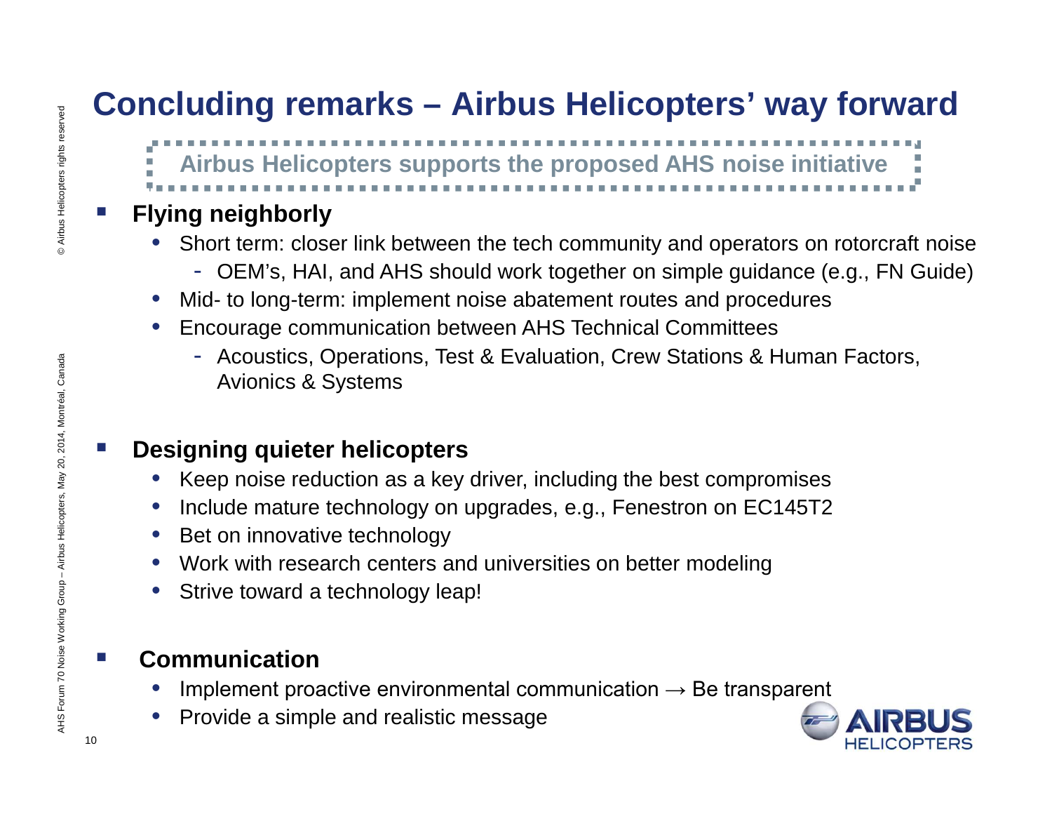# Concluding remarks – Airbus Helicopters' way forward

**Airbus Helicopters supports the proposed AHS noise initiative**

- **Flying neighborly**
  - Short term: closer link between the tech community and operators on rotorcraft noise
    - OEM's, HAI, and AHS should work together on simple guidance (e.g., FN Guide)
  - Mid- to long-term: implement noise abatement routes and procedures
  - Encourage communication between AHS Technical Committees
    - Acoustics, Operations, Test & Evaluation, Crew Stations & Human Factors, Avionics & Systems

- **Designing quieter helicopters**
  - Keep noise reduction as a key driver, including the best compromises
  - Include mature technology on upgrades, e.g., Fenestron on EC145T2
  - Bet on innovative technology
  - Work with research centers and universities on better modeling
  - Strive toward a technology leap!

- **Communication**
  - Implement proactive environmental communication → Be transparent
  - Provide a simple and realistic message